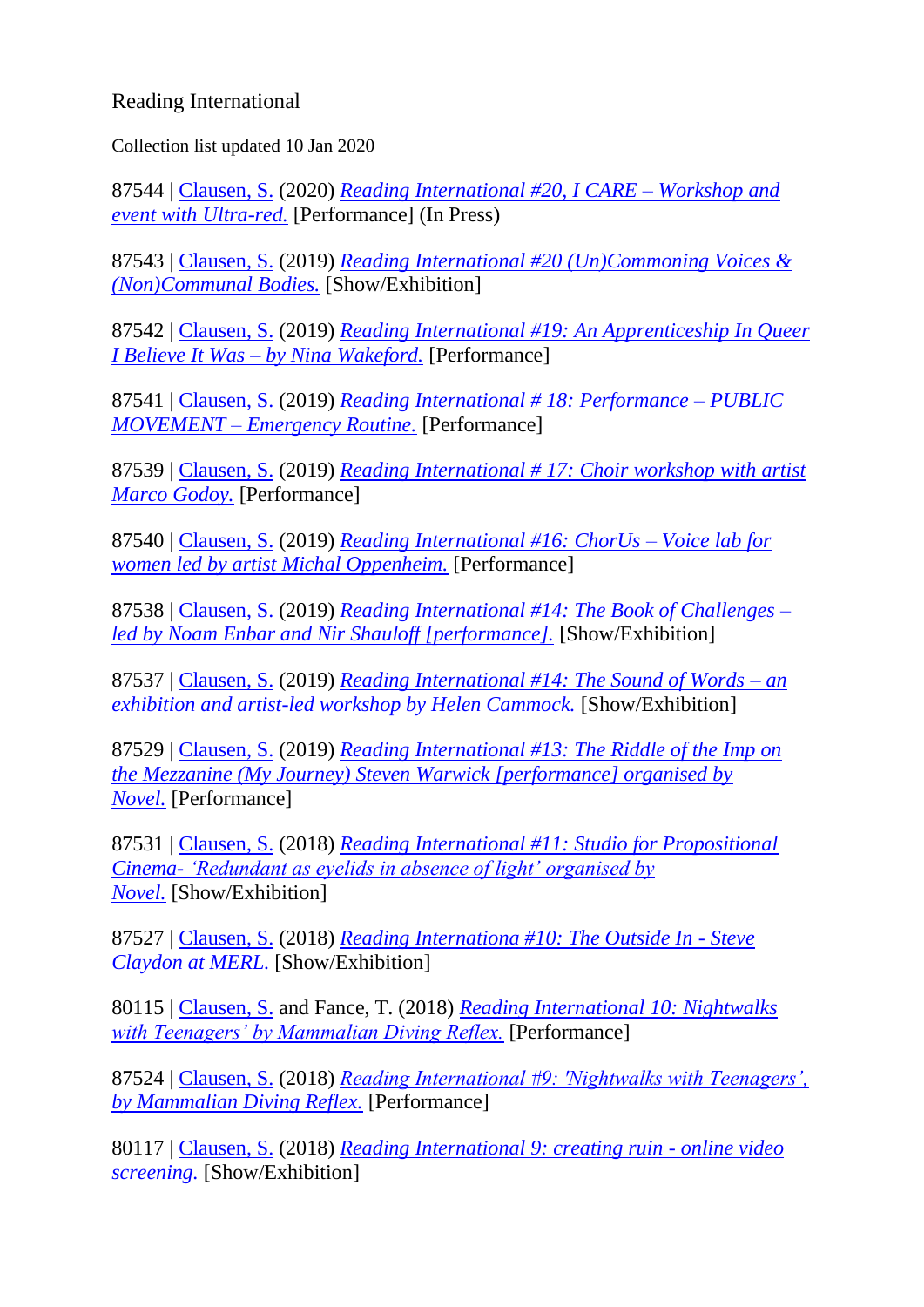Reading International

Collection list updated 10 Jan 2020

87544 | Clausen, S. (2020) *Reading International #20, I CARE – Workshop and event with Ultra-red.* [Performance] (In Press)

87543 | Clausen, S. (2019) *Reading International #20 (Un)Commoning Voices & (Non)Communal Bodies.* [Show/Exhibition]

87542 | Clausen, S. (2019) *Reading International #19: An Apprenticeship In Queer I Believe It Was – by Nina Wakeford.* [Performance]

87541 | Clausen, S. (2019) *Reading International # 18: Performance – PUBLIC MOVEMENT – Emergency Routine.* [Performance]

87539 | Clausen, S. (2019) *Reading International # 17: Choir workshop with artist Marco Godoy.* [Performance]

87540 | Clausen, S. (2019) *Reading International #16: ChorUs – Voice lab for women led by artist Michal Oppenheim.* [Performance]

87538 | Clausen, S. (2019) *Reading International #14: The Book of Challenges – led by Noam Enbar and Nir Shauloff [performance].* [Show/Exhibition]

87537 | Clausen, S. (2019) *Reading International #14: The Sound of Words – an exhibition and artist-led workshop by Helen Cammock.* [Show/Exhibition]

87529 | Clausen, S. (2019) *Reading International #13: The Riddle of the Imp on the Mezzanine (My Journey) Steven Warwick [performance] organised by Novel.* [Performance]

87531 | Clausen, S. (2018) *Reading International #11: Studio for Propositional Cinema- 'Redundant as eyelids in absence of light' organised by Novel.* [Show/Exhibition]

87527 | Clausen, S. (2018) *Reading Internationa #10: The Outside In - Steve Claydon at MERL.* [Show/Exhibition]

80115 | Clausen, S. and Fance, T. (2018) *Reading International 10: Nightwalks with Teenagers' by Mammalian Diving Reflex.* [Performance]

87524 | Clausen, S. (2018) *Reading International #9: 'Nightwalks with Teenagers', by Mammalian Diving Reflex.* [Performance]

80117 | Clausen, S. (2018) *Reading International 9: creating ruin - online video screening.* [Show/Exhibition]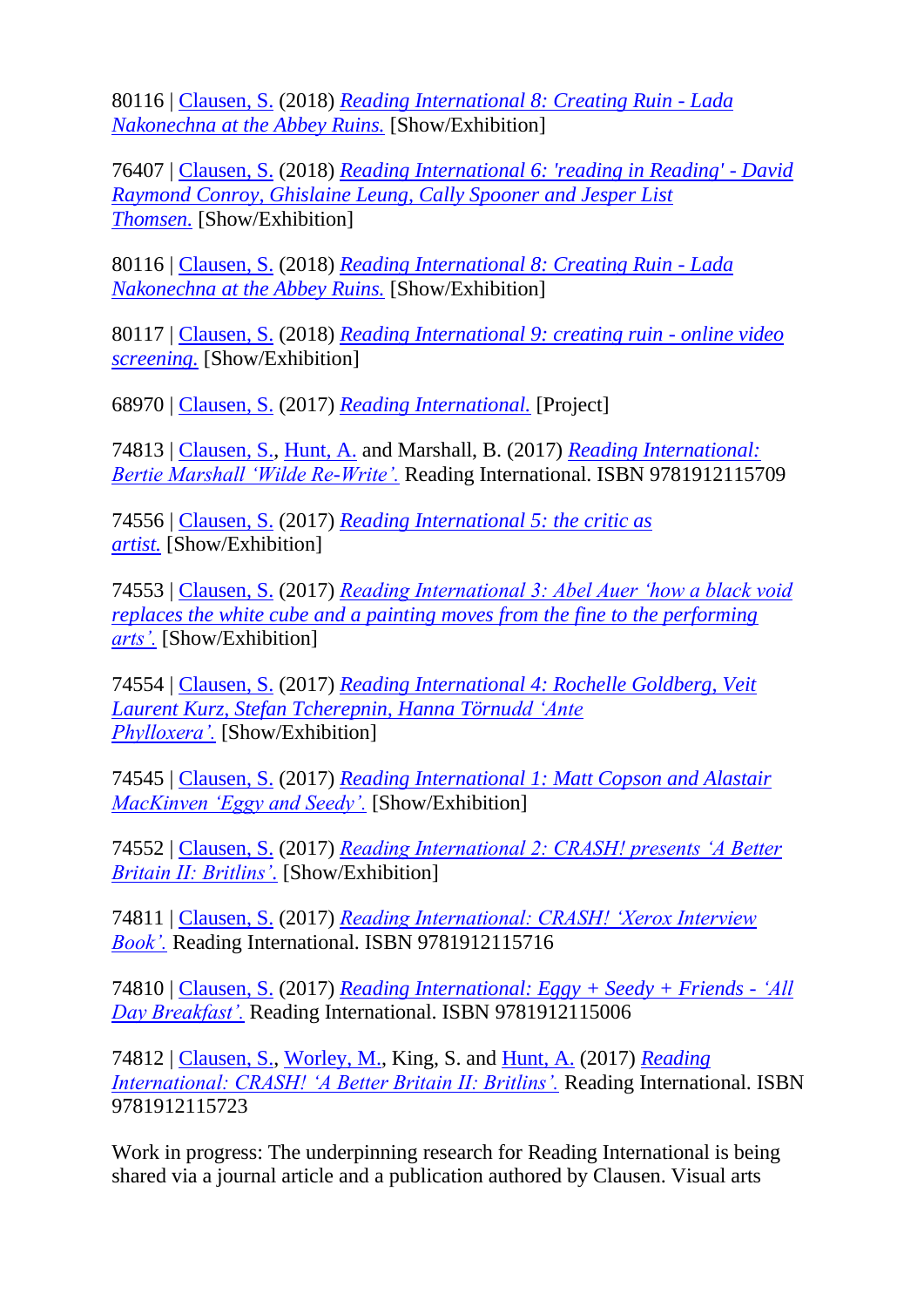80116 | Clausen, S. (2018) *Reading International 8: Creating Ruin - Lada Nakonechna at the Abbey Ruins.* [Show/Exhibition]

76407 | Clausen, S. (2018) *Reading International 6: 'reading in Reading' - David Raymond Conroy, Ghislaine Leung, Cally Spooner and Jesper List Thomsen.* [Show/Exhibition]

80116 | Clausen, S. (2018) *Reading International 8: Creating Ruin - Lada Nakonechna at the Abbey Ruins.* [Show/Exhibition]

80117 | Clausen, S. (2018) *Reading International 9: creating ruin - online video screening.* [Show/Exhibition]

68970 | Clausen, S. (2017) *Reading International.* [Project]

74813 | Clausen, S., Hunt, A. and Marshall, B. (2017) *Reading International: Bertie Marshall 'Wilde Re-Write'.* Reading International. ISBN 9781912115709

74556 | Clausen, S. (2017) *Reading International 5: the critic as artist.* [Show/Exhibition]

74553 | Clausen, S. (2017) *Reading International 3: Abel Auer 'how a black void replaces the white cube and a painting moves from the fine to the performing arts'.* [Show/Exhibition]

74554 | Clausen, S. (2017) *Reading International 4: Rochelle Goldberg, Veit Laurent Kurz, Stefan Tcherepnin, Hanna Törnudd 'Ante Phylloxera'.* [Show/Exhibition]

74545 | Clausen, S. (2017) *Reading International 1: Matt Copson and Alastair MacKinven 'Eggy and Seedy'.* [Show/Exhibition]

74552 | Clausen, S. (2017) *Reading International 2: CRASH! presents 'A Better Britain II: Britlins'.* [Show/Exhibition]

74811 | Clausen, S. (2017) *Reading International: CRASH! 'Xerox Interview Book'.* Reading International. ISBN 9781912115716

74810 | Clausen, S. (2017) *Reading International: Eggy + Seedy + Friends - 'All Day Breakfast'.* Reading International. ISBN 9781912115006

74812 | Clausen, S., Worley, M., King, S. and Hunt, A. (2017) *Reading International: CRASH! 'A Better Britain II: Britlins'.* Reading International. ISBN 9781912115723

Work in progress: The underpinning research for Reading International is being shared via a journal article and a publication authored by Clausen. Visual arts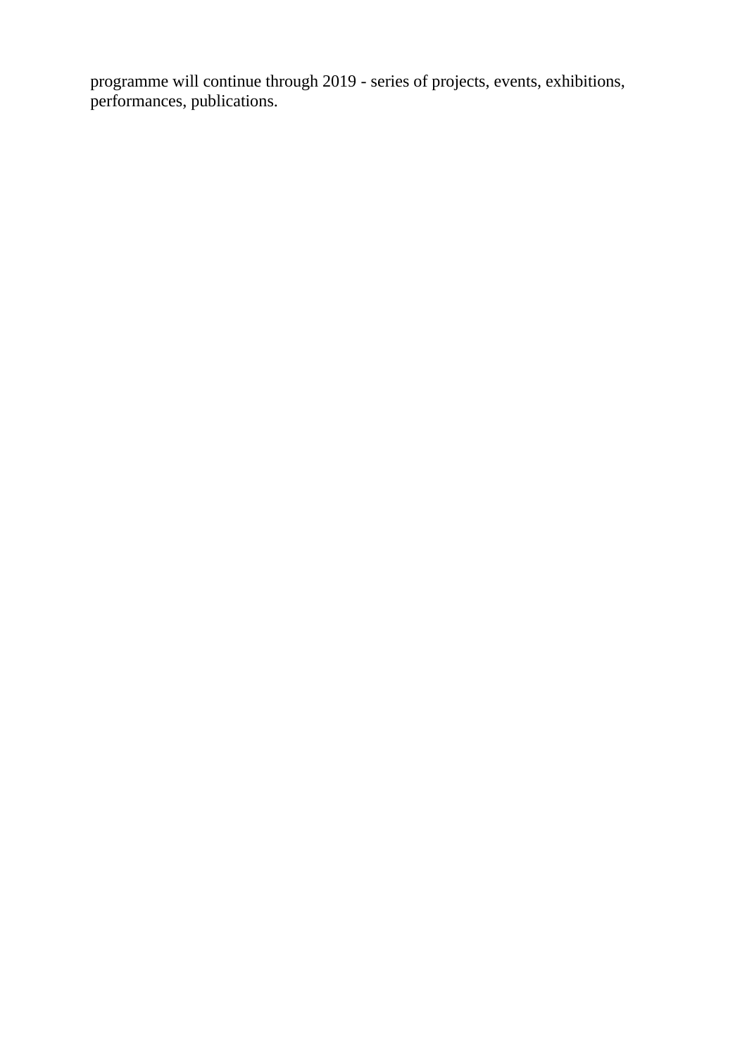programme will continue through 2019 - series of projects, events, exhibitions, performances, publications.